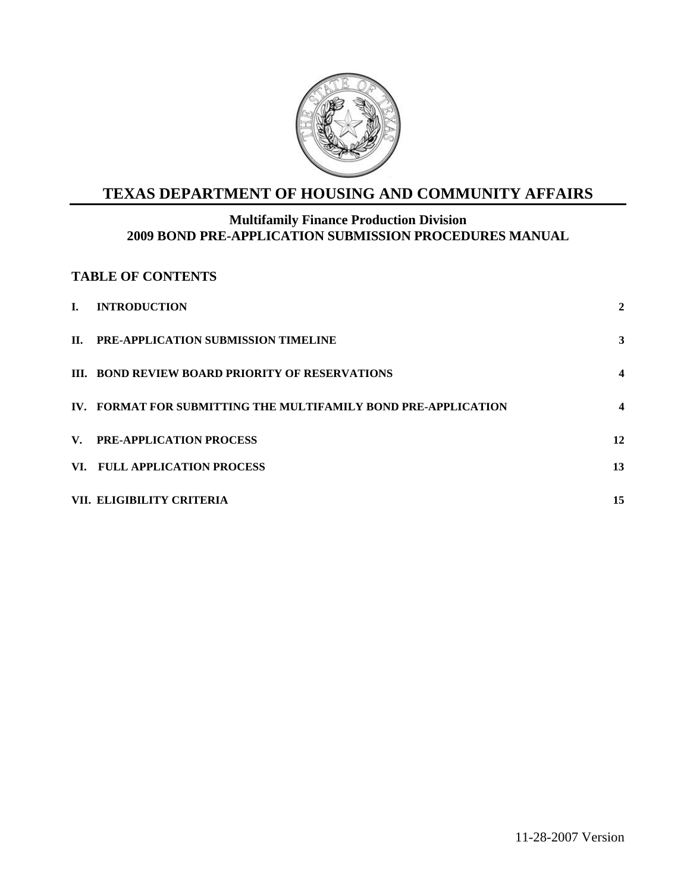# TEXAS DEPARTMENT OF HOUSING AND COMMUNITY AFFAIRS

## Multifamily Finance Production Division
## 2009 BOND PRE-APPLICATION SUBMISSION PROCEDURES MANUAL

### TABLE OF CONTENTS

| | | |
|---|---|---|
| I. | INTRODUCTION | 2 |
| II. | PRE-APPLICATION SUBMISSION TIMELINE | 3 |
| III. | BOND REVIEW BOARD PRIORITY OF RESERVATIONS | 4 |
| IV. | FORMAT FOR SUBMITTING THE MULTIFAMILY BOND PRE-APPLICATION | 4 |
| V. | PRE-APPLICATION PROCESS | 12 |
| VI. | FULL APPLICATION PROCESS | 13 |
| VII. | ELIGIBILITY CRITERIA | 15 |

11-28-2007 Version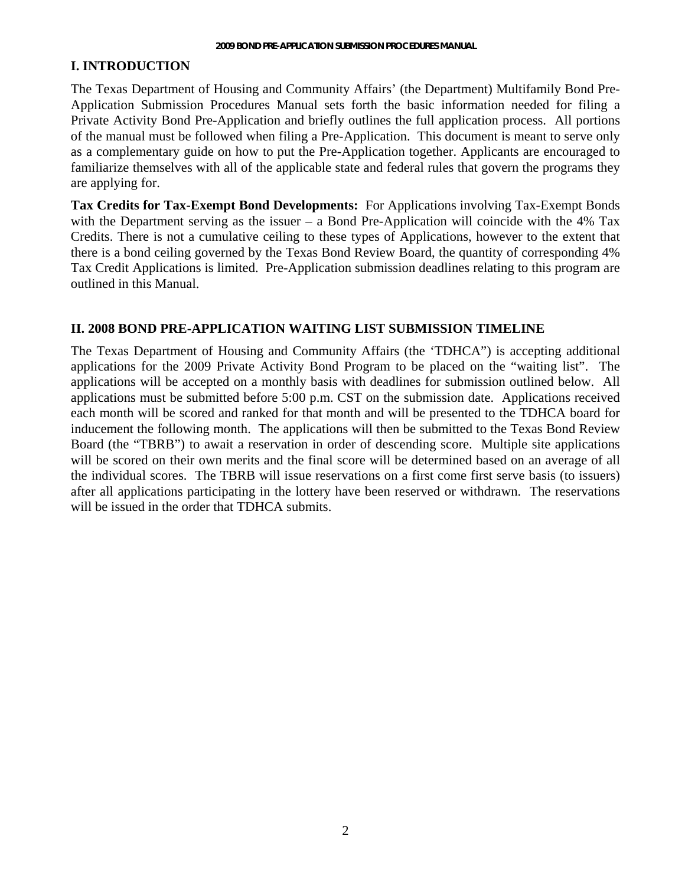## I. INTRODUCTION

The Texas Department of Housing and Community Affairs' (the Department) Multifamily Bond Pre-Application Submission Procedures Manual sets forth the basic information needed for filing a Private Activity Bond Pre-Application and briefly outlines the full application process. All portions of the manual must be followed when filing a Pre-Application. This document is meant to serve only as a complementary guide on how to put the Pre-Application together. Applicants are encouraged to familiarize themselves with all of the applicable state and federal rules that govern the programs they are applying for.

**Tax Credits for Tax-Exempt Bond Developments:** For Applications involving Tax-Exempt Bonds with the Department serving as the issuer – a Bond Pre-Application will coincide with the 4% Tax Credits. There is not a cumulative ceiling to these types of Applications, however to the extent that there is a bond ceiling governed by the Texas Bond Review Board, the quantity of corresponding 4% Tax Credit Applications is limited. Pre-Application submission deadlines relating to this program are outlined in this Manual.

## II. 2008 BOND PRE-APPLICATION WAITING LIST SUBMISSION TIMELINE

The Texas Department of Housing and Community Affairs (the 'TDHCA") is accepting additional applications for the 2009 Private Activity Bond Program to be placed on the "waiting list". The applications will be accepted on a monthly basis with deadlines for submission outlined below. All applications must be submitted before 5:00 p.m. CST on the submission date. Applications received each month will be scored and ranked for that month and will be presented to the TDHCA board for inducement the following month. The applications will then be submitted to the Texas Bond Review Board (the "TBRB") to await a reservation in order of descending score. Multiple site applications will be scored on their own merits and the final score will be determined based on an average of all the individual scores. The TBRB will issue reservations on a first come first serve basis (to issuers) after all applications participating in the lottery have been reserved or withdrawn. The reservations will be issued in the order that TDHCA submits.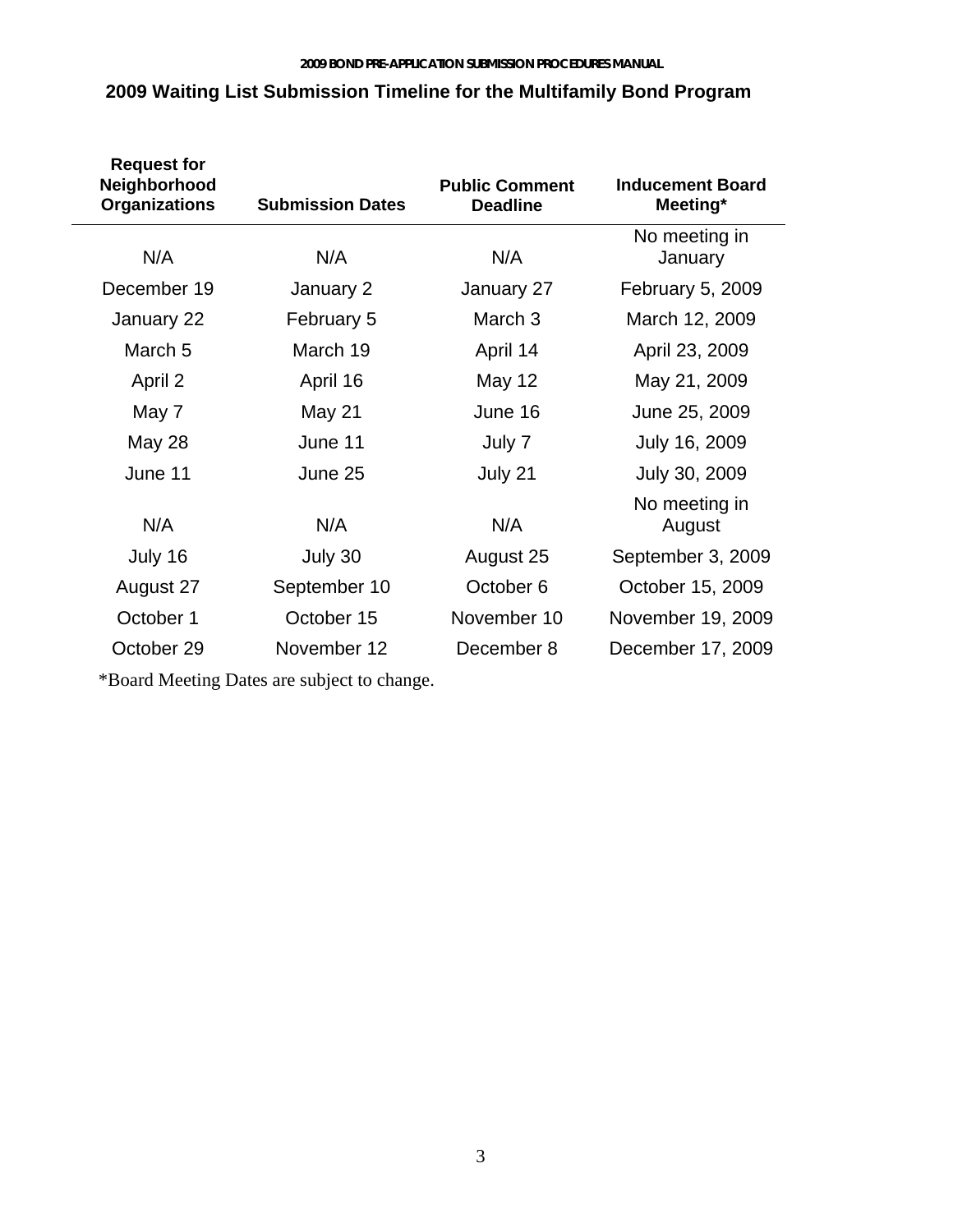## 2009 Waiting List Submission Timeline for the Multifamily Bond Program

| Request for Neighborhood Organizations | Submission Dates | Public Comment Deadline | Inducement Board Meeting* |
|---|---|---|---|
| N/A | N/A | N/A | No meeting in January |
| December 19 | January 2 | January 27 | February 5, 2009 |
| January 22 | February 5 | March 3 | March 12, 2009 |
| March 5 | March 19 | April 14 | April 23, 2009 |
| April 2 | April 16 | May 12 | May 21, 2009 |
| May 7 | May 21 | June 16 | June 25, 2009 |
| May 28 | June 11 | July 7 | July 16, 2009 |
| June 11 | June 25 | July 21 | July 30, 2009 |
| N/A | N/A | N/A | No meeting in August |
| July 16 | July 30 | August 25 | September 3, 2009 |
| August 27 | September 10 | October 6 | October 15, 2009 |
| October 1 | October 15 | November 10 | November 19, 2009 |
| October 29 | November 12 | December 8 | December 17, 2009 |

*Board Meeting Dates are subject to change.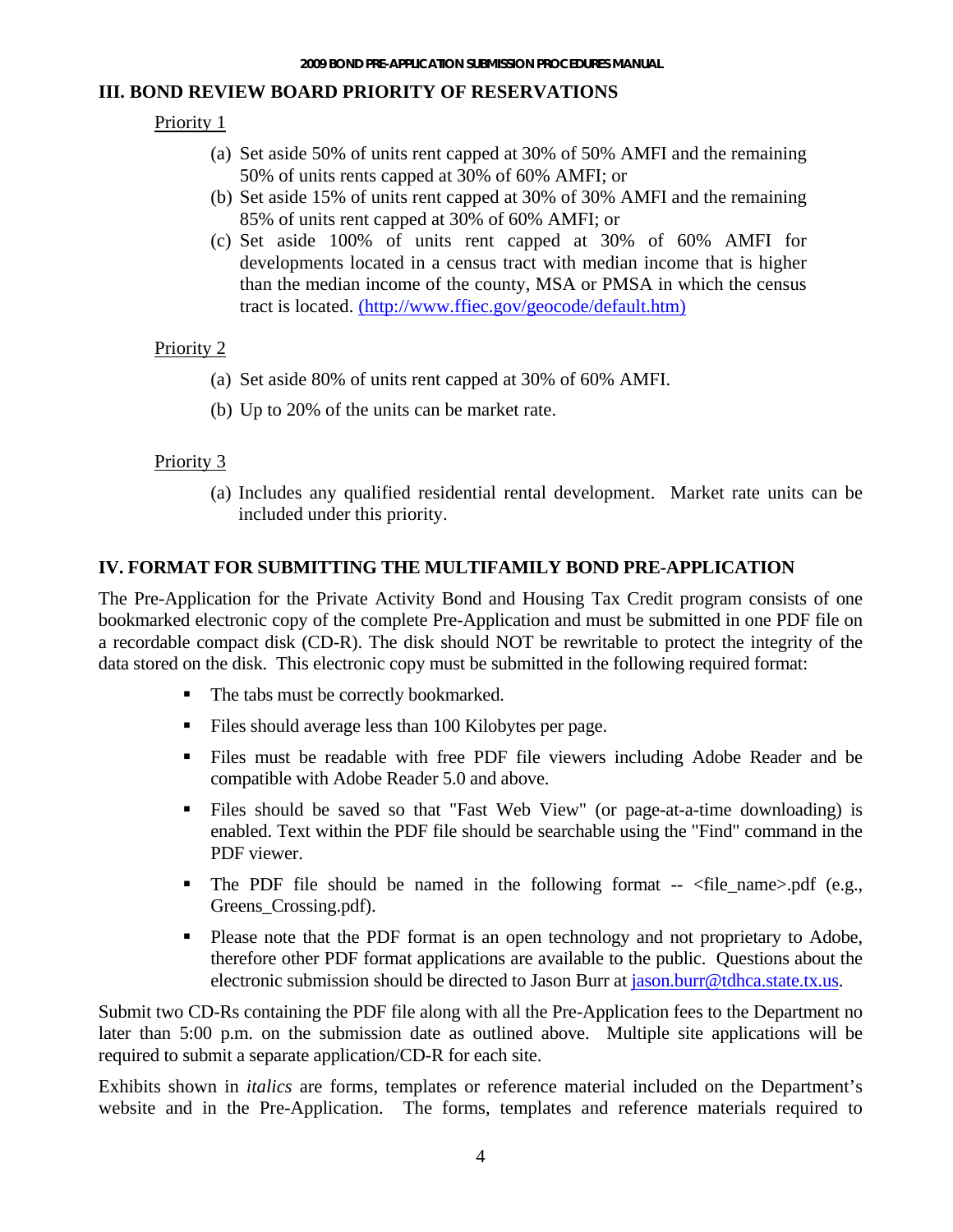## III. BOND REVIEW BOARD PRIORITY OF RESERVATIONS

Priority 1

(a) Set aside 50% of units rent capped at 30% of 50% AMFI and the remaining 50% of units rents capped at 30% of 60% AMFI; or

(b) Set aside 15% of units rent capped at 30% of 30% AMFI and the remaining 85% of units rent capped at 30% of 60% AMFI; or

(c) Set aside 100% of units rent capped at 30% of 60% AMFI for developments located in a census tract with median income that is higher than the median income of the county, MSA or PMSA in which the census tract is located. (http://www.ffiec.gov/geocode/default.htm)

Priority 2

(a) Set aside 80% of units rent capped at 30% of 60% AMFI.

(b) Up to 20% of the units can be market rate.

Priority 3

(a) Includes any qualified residential rental development. Market rate units can be included under this priority.

## IV. FORMAT FOR SUBMITTING THE MULTIFAMILY BOND PRE-APPLICATION

The Pre-Application for the Private Activity Bond and Housing Tax Credit program consists of one bookmarked electronic copy of the complete Pre-Application and must be submitted in one PDF file on a recordable compact disk (CD-R). The disk should NOT be rewritable to protect the integrity of the data stored on the disk. This electronic copy must be submitted in the following required format:

- The tabs must be correctly bookmarked.
- Files should average less than 100 Kilobytes per page.
- Files must be readable with free PDF file viewers including Adobe Reader and be compatible with Adobe Reader 5.0 and above.
- Files should be saved so that "Fast Web View" (or page-at-a-time downloading) is enabled. Text within the PDF file should be searchable using the "Find" command in the PDF viewer.
- The PDF file should be named in the following format -- <file_name>.pdf (e.g., Greens_Crossing.pdf).
- Please note that the PDF format is an open technology and not proprietary to Adobe, therefore other PDF format applications are available to the public. Questions about the electronic submission should be directed to Jason Burr at jason.burr@tdhca.state.tx.us.

Submit two CD-Rs containing the PDF file along with all the Pre-Application fees to the Department no later than 5:00 p.m. on the submission date as outlined above. Multiple site applications will be required to submit a separate application/CD-R for each site.

Exhibits shown in *italics* are forms, templates or reference material included on the Department's website and in the Pre-Application. The forms, templates and reference materials required to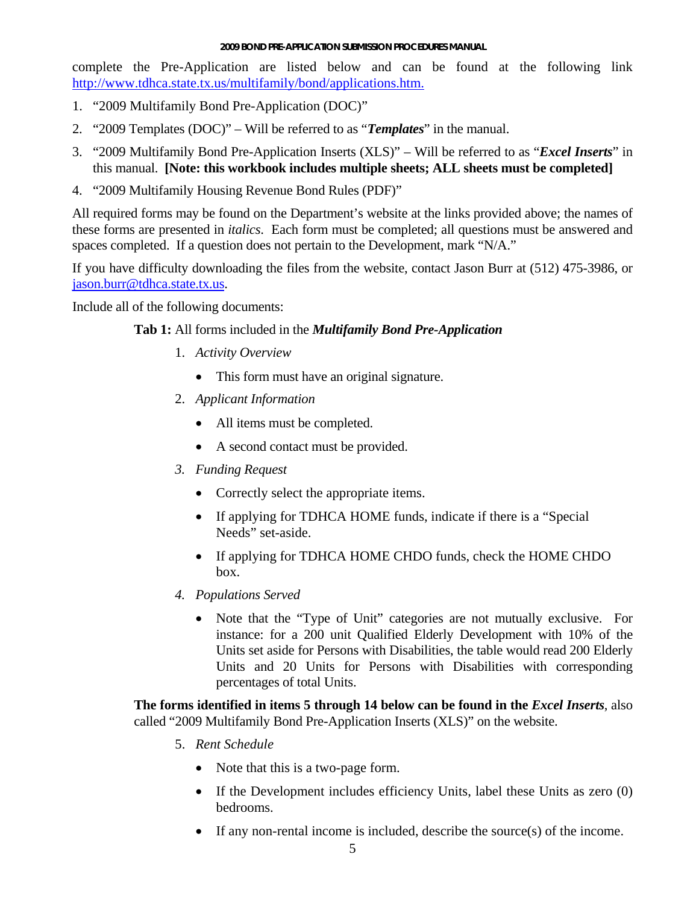complete the Pre-Application are listed below and can be found at the following link [http://www.tdhca.state.tx.us/multifamily/bond/applications.htm.](http://www.tdhca.state.tx.us/multifamily/bond/applications.htm)

1. "2009 Multifamily Bond Pre-Application (DOC)"
2. "2009 Templates (DOC)" – Will be referred to as "***Templates***" in the manual.
3. "2009 Multifamily Bond Pre-Application Inserts (XLS)" – Will be referred to as "***Excel Inserts***" in this manual. **[Note: this workbook includes multiple sheets; ALL sheets must be completed]**
4. "2009 Multifamily Housing Revenue Bond Rules (PDF)"

All required forms may be found on the Department's website at the links provided above; the names of these forms are presented in *italics*. Each form must be completed; all questions must be answered and spaces completed. If a question does not pertain to the Development, mark "N/A."

If you have difficulty downloading the files from the website, contact Jason Burr at (512) 475-3986, or [jason.burr@tdhca.state.tx.us](mailto:jason.burr@tdhca.state.tx.us).

Include all of the following documents:

**Tab 1:** All forms included in the ***Multifamily Bond Pre-Application***

1. *Activity Overview*
   - This form must have an original signature.
2. *Applicant Information*
   - All items must be completed.
   - A second contact must be provided.
3. *Funding Request*
   - Correctly select the appropriate items.
   - If applying for TDHCA HOME funds, indicate if there is a "Special Needs" set-aside.
   - If applying for TDHCA HOME CHDO funds, check the HOME CHDO box.
4. *Populations Served*
   - Note that the "Type of Unit" categories are not mutually exclusive. For instance: for a 200 unit Qualified Elderly Development with 10% of the Units set aside for Persons with Disabilities, the table would read 200 Elderly Units and 20 Units for Persons with Disabilities with corresponding percentages of total Units.

**The forms identified in items 5 through 14 below can be found in the *Excel Inserts***, also called "2009 Multifamily Bond Pre-Application Inserts (XLS)" on the website.

5. *Rent Schedule*
   - Note that this is a two-page form.
   - If the Development includes efficiency Units, label these Units as zero (0) bedrooms.
   - If any non-rental income is included, describe the source(s) of the income.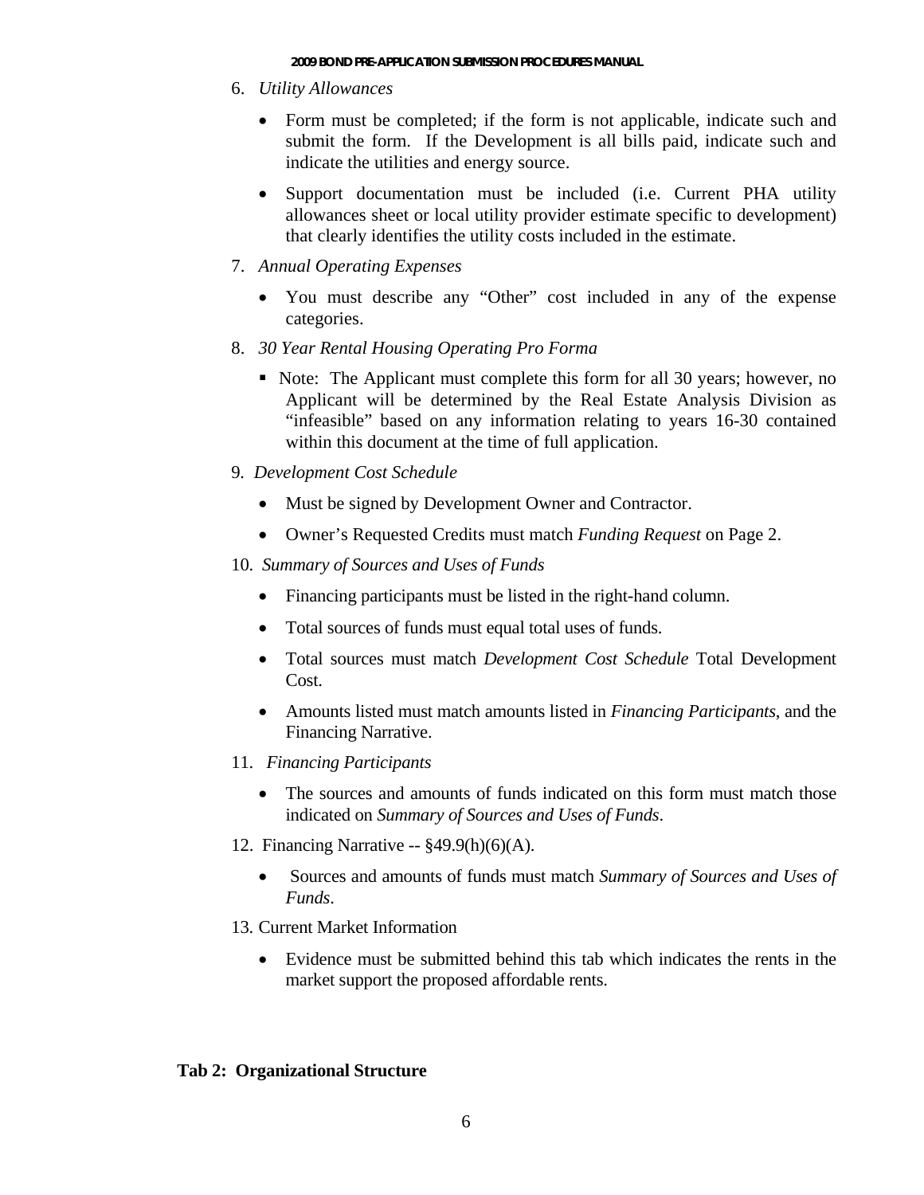6. *Utility Allowances*

   - Form must be completed; if the form is not applicable, indicate such and submit the form. If the Development is all bills paid, indicate such and indicate the utilities and energy source.
   - Support documentation must be included (i.e. Current PHA utility allowances sheet or local utility provider estimate specific to development) that clearly identifies the utility costs included in the estimate.

7. *Annual Operating Expenses*

   - You must describe any "Other" cost included in any of the expense categories.

8. *30 Year Rental Housing Operating Pro Forma*

   - Note: The Applicant must complete this form for all 30 years; however, no Applicant will be determined by the Real Estate Analysis Division as "infeasible" based on any information relating to years 16-30 contained within this document at the time of full application.

9. *Development Cost Schedule*

   - Must be signed by Development Owner and Contractor.
   - Owner's Requested Credits must match *Funding Request* on Page 2.

10. *Summary of Sources and Uses of Funds*

    - Financing participants must be listed in the right-hand column.
    - Total sources of funds must equal total uses of funds.
    - Total sources must match *Development Cost Schedule* Total Development Cost.
    - Amounts listed must match amounts listed in *Financing Participants*, and the Financing Narrative.

11. *Financing Participants*

    - The sources and amounts of funds indicated on this form must match those indicated on *Summary of Sources and Uses of Funds*.

12. Financing Narrative -- §49.9(h)(6)(A).

    - Sources and amounts of funds must match *Summary of Sources and Uses of Funds*.

13. Current Market Information

    - Evidence must be submitted behind this tab which indicates the rents in the market support the proposed affordable rents.

**Tab 2: Organizational Structure**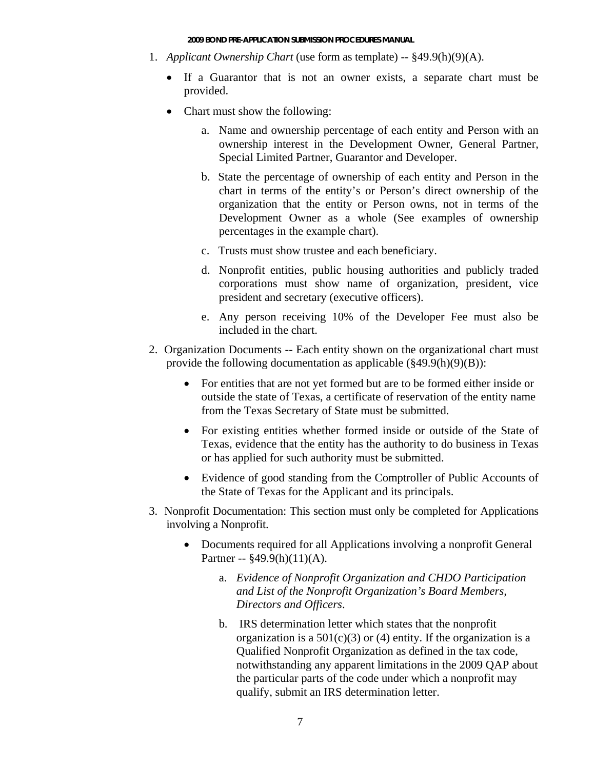1. *Applicant Ownership Chart* (use form as template) -- §49.9(h)(9)(A).

   - If a Guarantor that is not an owner exists, a separate chart must be provided.
   - Chart must show the following:

     a. Name and ownership percentage of each entity and Person with an ownership interest in the Development Owner, General Partner, Special Limited Partner, Guarantor and Developer.

     b. State the percentage of ownership of each entity and Person in the chart in terms of the entity's or Person's direct ownership of the organization that the entity or Person owns, not in terms of the Development Owner as a whole (See examples of ownership percentages in the example chart).

     c. Trusts must show trustee and each beneficiary.

     d. Nonprofit entities, public housing authorities and publicly traded corporations must show name of organization, president, vice president and secretary (executive officers).

     e. Any person receiving 10% of the Developer Fee must also be included in the chart.

2. Organization Documents -- Each entity shown on the organizational chart must provide the following documentation as applicable (§49.9(h)(9)(B)):

   - For entities that are not yet formed but are to be formed either inside or outside the state of Texas, a certificate of reservation of the entity name from the Texas Secretary of State must be submitted.
   - For existing entities whether formed inside or outside of the State of Texas, evidence that the entity has the authority to do business in Texas or has applied for such authority must be submitted.
   - Evidence of good standing from the Comptroller of Public Accounts of the State of Texas for the Applicant and its principals.

3. Nonprofit Documentation: This section must only be completed for Applications involving a Nonprofit.

   - Documents required for all Applications involving a nonprofit General Partner -- §49.9(h)(11)(A).

     a. *Evidence of Nonprofit Organization and CHDO Participation and List of the Nonprofit Organization's Board Members, Directors and Officers*.

     b. IRS determination letter which states that the nonprofit organization is a 501(c)(3) or (4) entity. If the organization is a Qualified Nonprofit Organization as defined in the tax code, notwithstanding any apparent limitations in the 2009 QAP about the particular parts of the code under which a nonprofit may qualify, submit an IRS determination letter.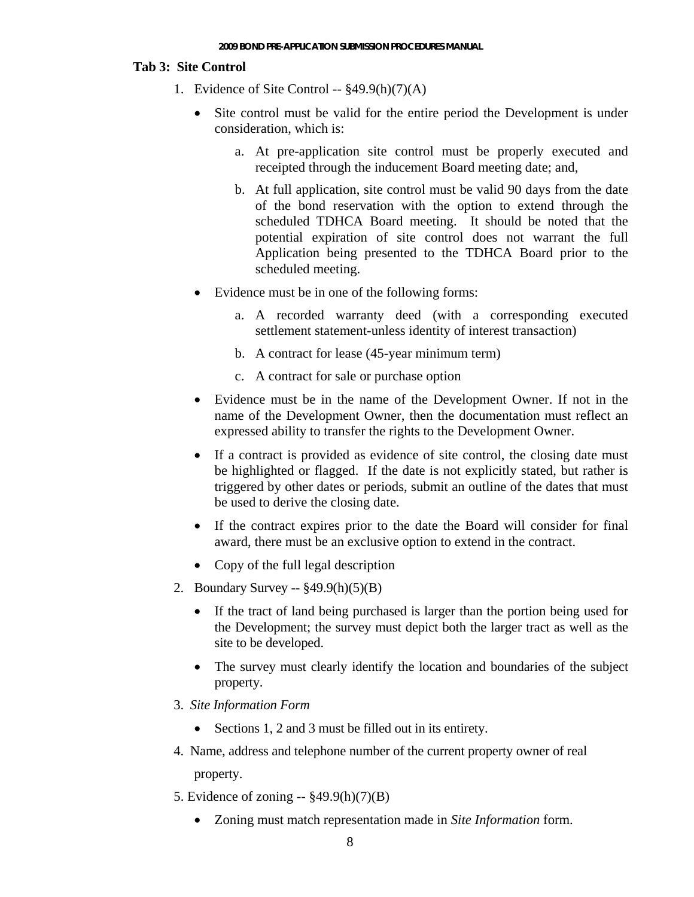## Tab 3: Site Control

1. Evidence of Site Control -- §49.9(h)(7)(A)
   - Site control must be valid for the entire period the Development is under consideration, which is:
     a. At pre-application site control must be properly executed and receipted through the inducement Board meeting date; and,
     b. At full application, site control must be valid 90 days from the date of the bond reservation with the option to extend through the scheduled TDHCA Board meeting. It should be noted that the potential expiration of site control does not warrant the full Application being presented to the TDHCA Board prior to the scheduled meeting.
   - Evidence must be in one of the following forms:
     a. A recorded warranty deed (with a corresponding executed settlement statement-unless identity of interest transaction)
     b. A contract for lease (45-year minimum term)
     c. A contract for sale or purchase option
   - Evidence must be in the name of the Development Owner. If not in the name of the Development Owner, then the documentation must reflect an expressed ability to transfer the rights to the Development Owner.
   - If a contract is provided as evidence of site control, the closing date must be highlighted or flagged. If the date is not explicitly stated, but rather is triggered by other dates or periods, submit an outline of the dates that must be used to derive the closing date.
   - If the contract expires prior to the date the Board will consider for final award, there must be an exclusive option to extend in the contract.
   - Copy of the full legal description
2. Boundary Survey -- §49.9(h)(5)(B)
   - If the tract of land being purchased is larger than the portion being used for the Development; the survey must depict both the larger tract as well as the site to be developed.
   - The survey must clearly identify the location and boundaries of the subject property.
3. *Site Information Form*
   - Sections 1, 2 and 3 must be filled out in its entirety.
4. Name, address and telephone number of the current property owner of real property.
5. Evidence of zoning -- §49.9(h)(7)(B)
   - Zoning must match representation made in *Site Information* form.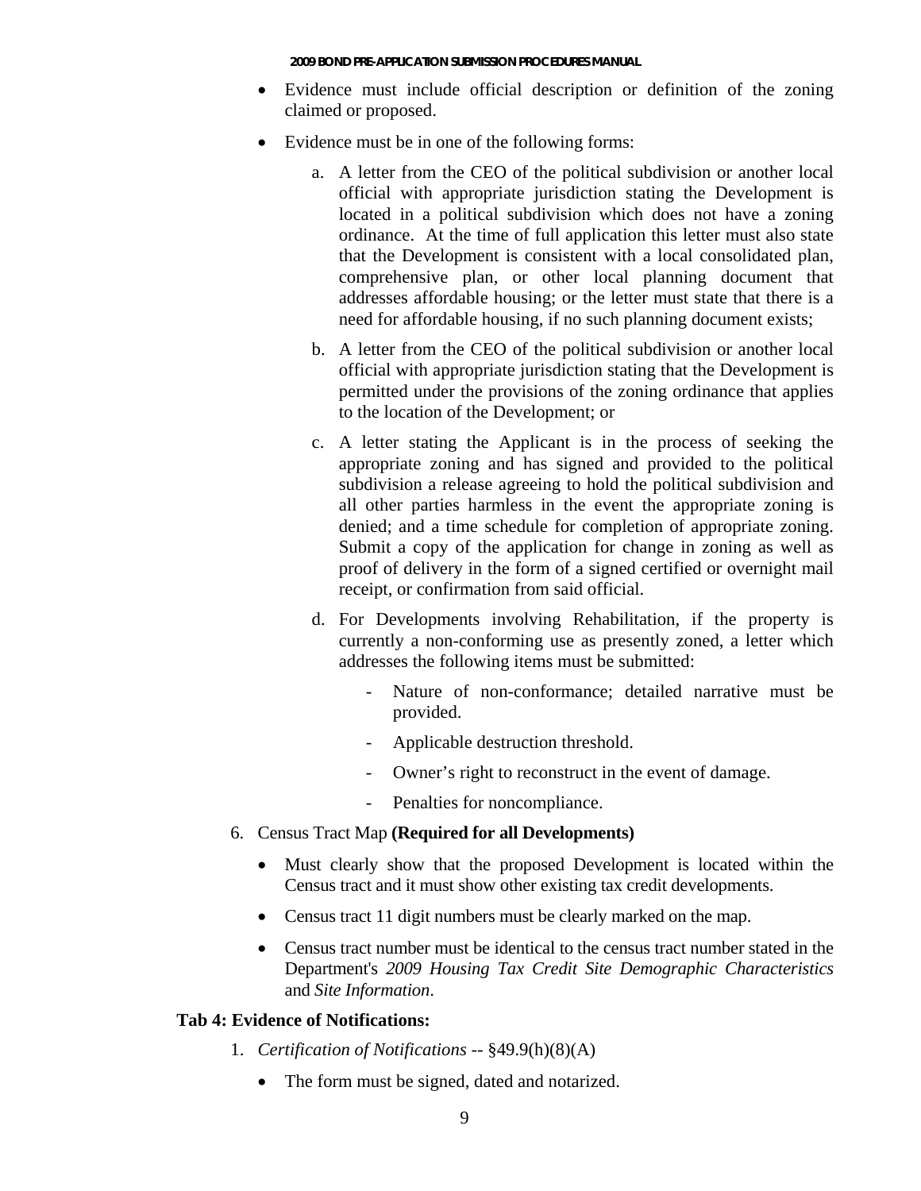- Evidence must include official description or definition of the zoning claimed or proposed.

- Evidence must be in one of the following forms:

    a. A letter from the CEO of the political subdivision or another local official with appropriate jurisdiction stating the Development is located in a political subdivision which does not have a zoning ordinance. At the time of full application this letter must also state that the Development is consistent with a local consolidated plan, comprehensive plan, or other local planning document that addresses affordable housing; or the letter must state that there is a need for affordable housing, if no such planning document exists;

    b. A letter from the CEO of the political subdivision or another local official with appropriate jurisdiction stating that the Development is permitted under the provisions of the zoning ordinance that applies to the location of the Development; or

    c. A letter stating the Applicant is in the process of seeking the appropriate zoning and has signed and provided to the political subdivision a release agreeing to hold the political subdivision and all other parties harmless in the event the appropriate zoning is denied; and a time schedule for completion of appropriate zoning. Submit a copy of the application for change in zoning as well as proof of delivery in the form of a signed certified or overnight mail receipt, or confirmation from said official.

    d. For Developments involving Rehabilitation, if the property is currently a non-conforming use as presently zoned, a letter which addresses the following items must be submitted:

        - Nature of non-conformance; detailed narrative must be provided.
        - Applicable destruction threshold.
        - Owner's right to reconstruct in the event of damage.
        - Penalties for noncompliance.

6. Census Tract Map **(Required for all Developments)**

    - Must clearly show that the proposed Development is located within the Census tract and it must show other existing tax credit developments.
    - Census tract 11 digit numbers must be clearly marked on the map.
    - Census tract number must be identical to the census tract number stated in the Department's *2009 Housing Tax Credit Site Demographic Characteristics* and *Site Information*.

**Tab 4: Evidence of Notifications:**

1. *Certification of Notifications* -- §49.9(h)(8)(A)

    - The form must be signed, dated and notarized.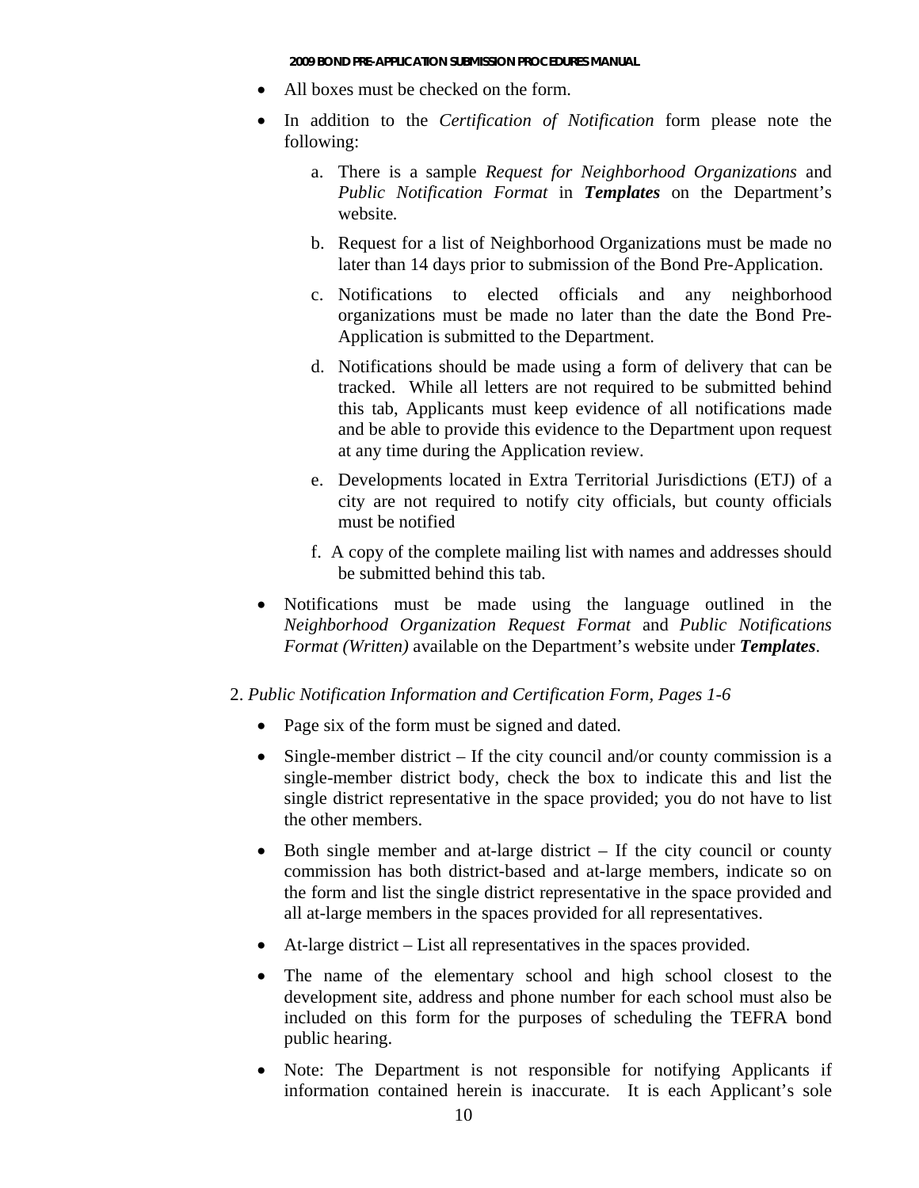- All boxes must be checked on the form.
- In addition to the *Certification of Notification* form please note the following:
  a. There is a sample *Request for Neighborhood Organizations* and *Public Notification Format* in ***Templates*** on the Department's website.
  b. Request for a list of Neighborhood Organizations must be made no later than 14 days prior to submission of the Bond Pre-Application.
  c. Notifications to elected officials and any neighborhood organizations must be made no later than the date the Bond Pre-Application is submitted to the Department.
  d. Notifications should be made using a form of delivery that can be tracked. While all letters are not required to be submitted behind this tab, Applicants must keep evidence of all notifications made and be able to provide this evidence to the Department upon request at any time during the Application review.
  e. Developments located in Extra Territorial Jurisdictions (ETJ) of a city are not required to notify city officials, but county officials must be notified
  f. A copy of the complete mailing list with names and addresses should be submitted behind this tab.
- Notifications must be made using the language outlined in the *Neighborhood Organization Request Format* and *Public Notifications Format (Written)* available on the Department's website under ***Templates***.

2. *Public Notification Information and Certification Form, Pages 1-6*

- Page six of the form must be signed and dated.
- Single-member district – If the city council and/or county commission is a single-member district body, check the box to indicate this and list the single district representative in the space provided; you do not have to list the other members.
- Both single member and at-large district – If the city council or county commission has both district-based and at-large members, indicate so on the form and list the single district representative in the space provided and all at-large members in the spaces provided for all representatives.
- At-large district – List all representatives in the spaces provided.
- The name of the elementary school and high school closest to the development site, address and phone number for each school must also be included on this form for the purposes of scheduling the TEFRA bond public hearing.
- Note: The Department is not responsible for notifying Applicants if information contained herein is inaccurate. It is each Applicant's sole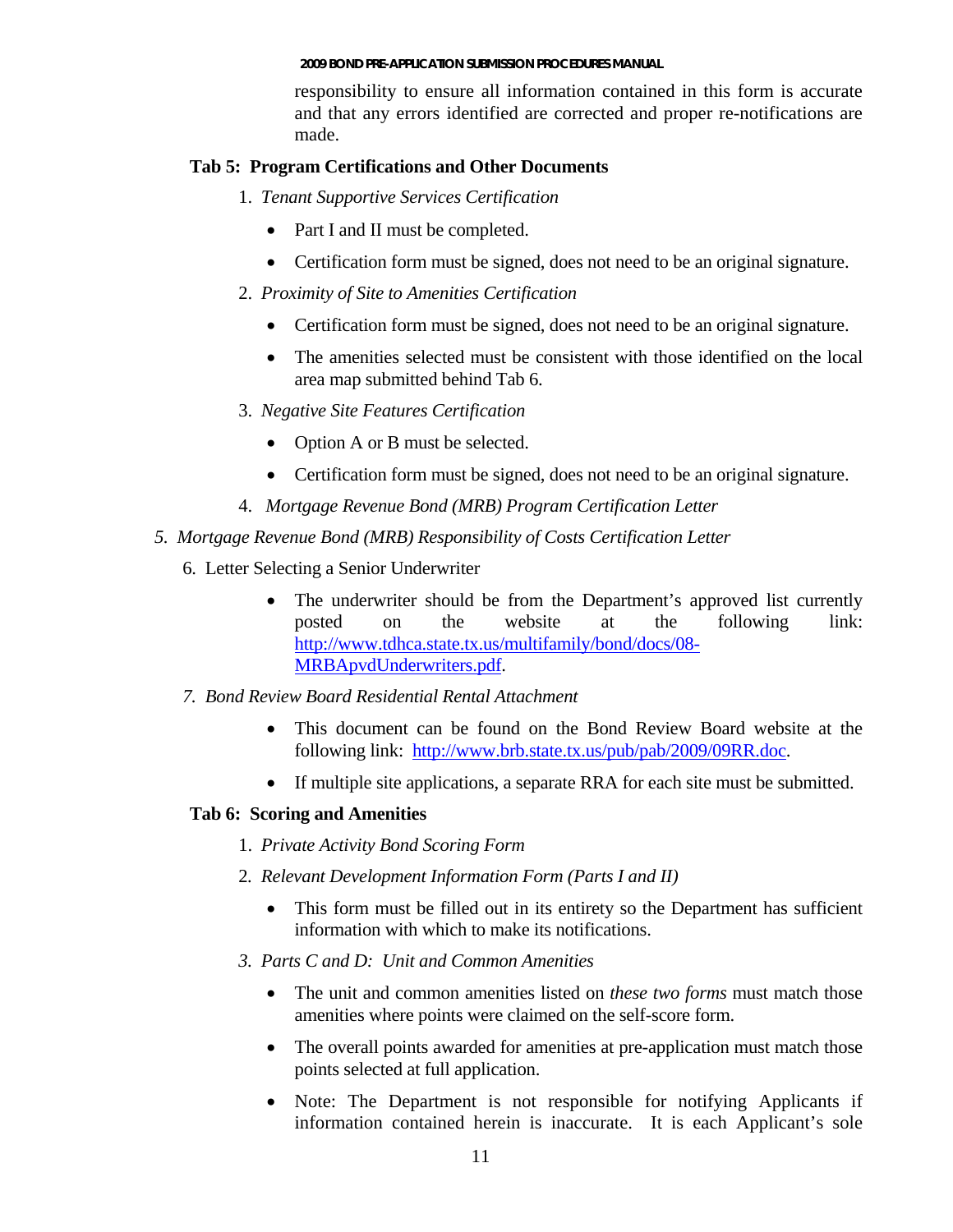responsibility to ensure all information contained in this form is accurate and that any errors identified are corrected and proper re-notifications are made.

**Tab 5: Program Certifications and Other Documents**

1. *Tenant Supportive Services Certification*
   - Part I and II must be completed.
   - Certification form must be signed, does not need to be an original signature.
2. *Proximity of Site to Amenities Certification*
   - Certification form must be signed, does not need to be an original signature.
   - The amenities selected must be consistent with those identified on the local area map submitted behind Tab 6.
3. *Negative Site Features Certification*
   - Option A or B must be selected.
   - Certification form must be signed, does not need to be an original signature.
4. *Mortgage Revenue Bond (MRB) Program Certification Letter*
5. *Mortgage Revenue Bond (MRB) Responsibility of Costs Certification Letter*
6. Letter Selecting a Senior Underwriter
   - The underwriter should be from the Department's approved list currently posted on the website at the following link: http://www.tdhca.state.tx.us/multifamily/bond/docs/08-MRBApvdUnderwriters.pdf.
7. *Bond Review Board Residential Rental Attachment*
   - This document can be found on the Bond Review Board website at the following link: http://www.brb.state.tx.us/pub/pab/2009/09RR.doc.
   - If multiple site applications, a separate RRA for each site must be submitted.

**Tab 6: Scoring and Amenities**

1. *Private Activity Bond Scoring Form*
2. *Relevant Development Information Form (Parts I and II)*
   - This form must be filled out in its entirety so the Department has sufficient information with which to make its notifications.
3. *Parts C and D: Unit and Common Amenities*
   - The unit and common amenities listed on *these two forms* must match those amenities where points were claimed on the self-score form.
   - The overall points awarded for amenities at pre-application must match those points selected at full application.
   - Note: The Department is not responsible for notifying Applicants if information contained herein is inaccurate. It is each Applicant's sole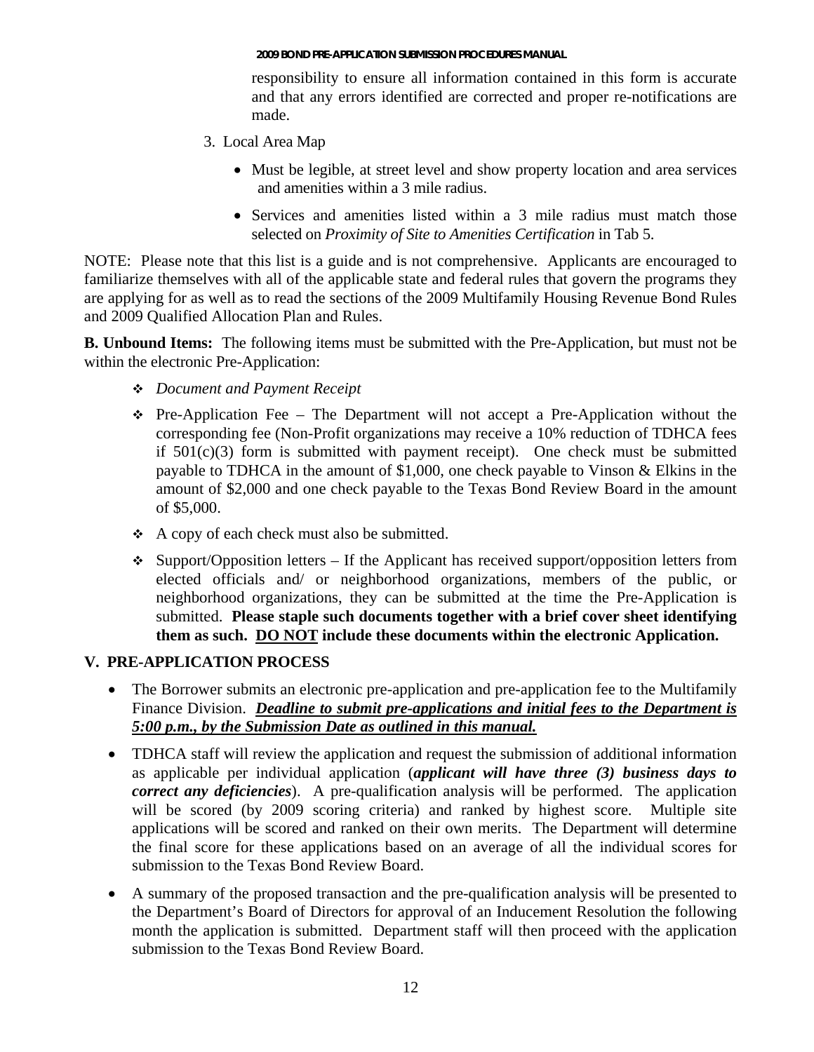responsibility to ensure all information contained in this form is accurate and that any errors identified are corrected and proper re-notifications are made.

3. Local Area Map

    - Must be legible, at street level and show property location and area services and amenities within a 3 mile radius.
    - Services and amenities listed within a 3 mile radius must match those selected on *Proximity of Site to Amenities Certification* in Tab 5.

NOTE: Please note that this list is a guide and is not comprehensive. Applicants are encouraged to familiarize themselves with all of the applicable state and federal rules that govern the programs they are applying for as well as to read the sections of the 2009 Multifamily Housing Revenue Bond Rules and 2009 Qualified Allocation Plan and Rules.

**B. Unbound Items:** The following items must be submitted with the Pre-Application, but must not be within the electronic Pre-Application:

- *Document and Payment Receipt*
- Pre-Application Fee – The Department will not accept a Pre-Application without the corresponding fee (Non-Profit organizations may receive a 10% reduction of TDHCA fees if 501(c)(3) form is submitted with payment receipt). One check must be submitted payable to TDHCA in the amount of $1,000, one check payable to Vinson & Elkins in the amount of $2,000 and one check payable to the Texas Bond Review Board in the amount of $5,000.
- A copy of each check must also be submitted.
- Support/Opposition letters – If the Applicant has received support/opposition letters from elected officials and/ or neighborhood organizations, members of the public, or neighborhood organizations, they can be submitted at the time the Pre-Application is submitted. **Please staple such documents together with a brief cover sheet identifying them as such. <u>DO NOT</u> include these documents within the electronic Application.**

## V. PRE-APPLICATION PROCESS

- The Borrower submits an electronic pre-application and pre-application fee to the Multifamily Finance Division. ***<u>Deadline to submit pre-applications and initial fees to the Department is 5:00 p.m., by the Submission Date as outlined in this manual.</u>***
- TDHCA staff will review the application and request the submission of additional information as applicable per individual application (***applicant will have three (3) business days to correct any deficiencies***). A pre-qualification analysis will be performed. The application will be scored (by 2009 scoring criteria) and ranked by highest score. Multiple site applications will be scored and ranked on their own merits. The Department will determine the final score for these applications based on an average of all the individual scores for submission to the Texas Bond Review Board.
- A summary of the proposed transaction and the pre-qualification analysis will be presented to the Department's Board of Directors for approval of an Inducement Resolution the following month the application is submitted. Department staff will then proceed with the application submission to the Texas Bond Review Board.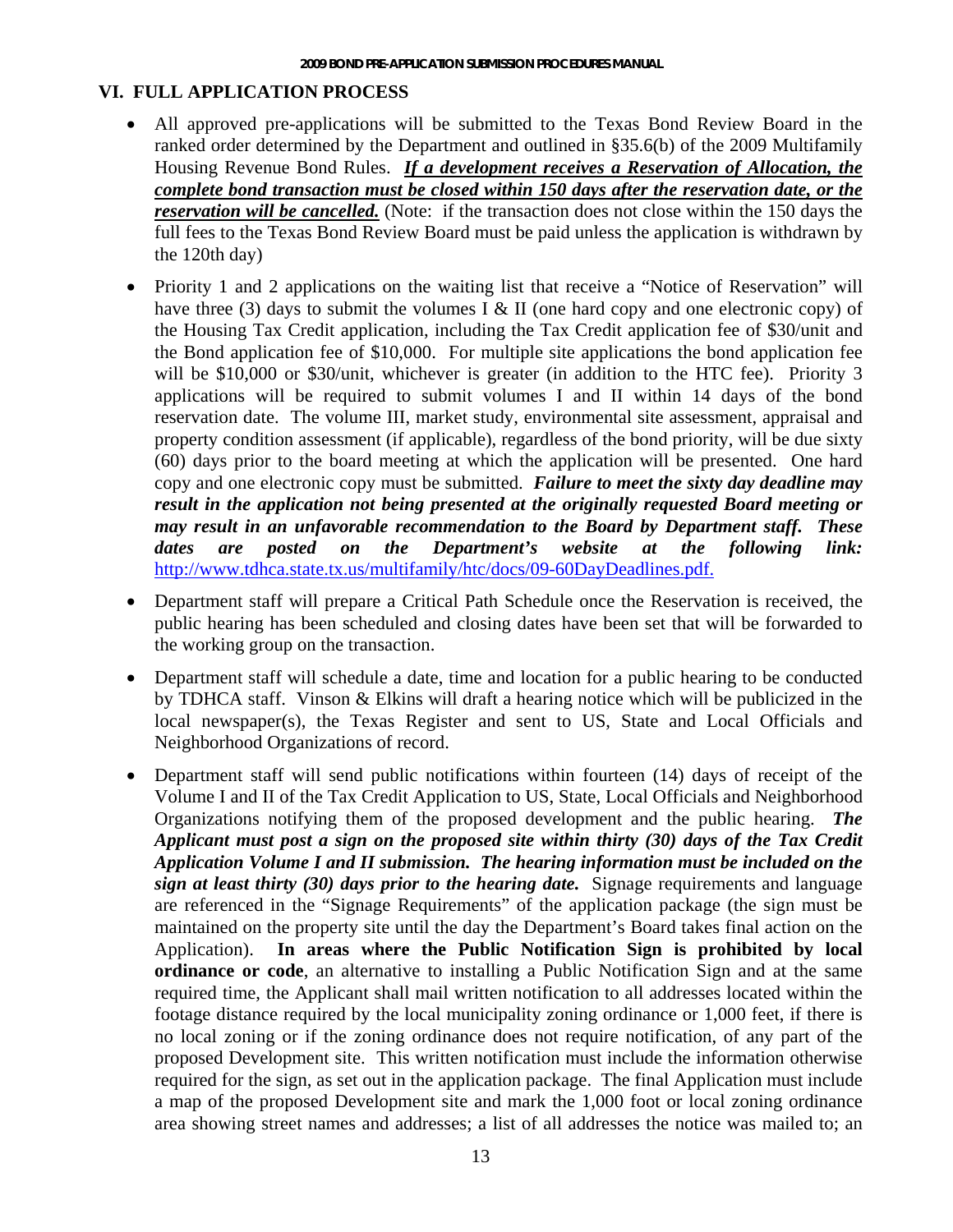## VI. FULL APPLICATION PROCESS

- All approved pre-applications will be submitted to the Texas Bond Review Board in the ranked order determined by the Department and outlined in §35.6(b) of the 2009 Multifamily Housing Revenue Bond Rules. ***If a development receives a Reservation of Allocation, the complete bond transaction must be closed within 150 days after the reservation date, or the reservation will be cancelled.*** (Note: if the transaction does not close within the 150 days the full fees to the Texas Bond Review Board must be paid unless the application is withdrawn by the 120th day)

- Priority 1 and 2 applications on the waiting list that receive a "Notice of Reservation" will have three (3) days to submit the volumes I & II (one hard copy and one electronic copy) of the Housing Tax Credit application, including the Tax Credit application fee of $30/unit and the Bond application fee of $10,000. For multiple site applications the bond application fee will be $10,000 or $30/unit, whichever is greater (in addition to the HTC fee). Priority 3 applications will be required to submit volumes I and II within 14 days of the bond reservation date. The volume III, market study, environmental site assessment, appraisal and property condition assessment (if applicable), regardless of the bond priority, will be due sixty (60) days prior to the board meeting at which the application will be presented. One hard copy and one electronic copy must be submitted. ***Failure to meet the sixty day deadline may result in the application not being presented at the originally requested Board meeting or may result in an unfavorable recommendation to the Board by Department staff. These dates are posted on the Department's website at the following link:*** http://www.tdhca.state.tx.us/multifamily/htc/docs/09-60DayDeadlines.pdf.

- Department staff will prepare a Critical Path Schedule once the Reservation is received, the public hearing has been scheduled and closing dates have been set that will be forwarded to the working group on the transaction.

- Department staff will schedule a date, time and location for a public hearing to be conducted by TDHCA staff. Vinson & Elkins will draft a hearing notice which will be publicized in the local newspaper(s), the Texas Register and sent to US, State and Local Officials and Neighborhood Organizations of record.

- Department staff will send public notifications within fourteen (14) days of receipt of the Volume I and II of the Tax Credit Application to US, State, Local Officials and Neighborhood Organizations notifying them of the proposed development and the public hearing. ***The Applicant must post a sign on the proposed site within thirty (30) days of the Tax Credit Application Volume I and II submission. The hearing information must be included on the sign at least thirty (30) days prior to the hearing date.*** Signage requirements and language are referenced in the "Signage Requirements" of the application package (the sign must be maintained on the property site until the day the Department's Board takes final action on the Application). **In areas where the Public Notification Sign is prohibited by local ordinance or code**, an alternative to installing a Public Notification Sign and at the same required time, the Applicant shall mail written notification to all addresses located within the footage distance required by the local municipality zoning ordinance or 1,000 feet, if there is no local zoning or if the zoning ordinance does not require notification, of any part of the proposed Development site. This written notification must include the information otherwise required for the sign, as set out in the application package. The final Application must include a map of the proposed Development site and mark the 1,000 foot or local zoning ordinance area showing street names and addresses; a list of all addresses the notice was mailed to; an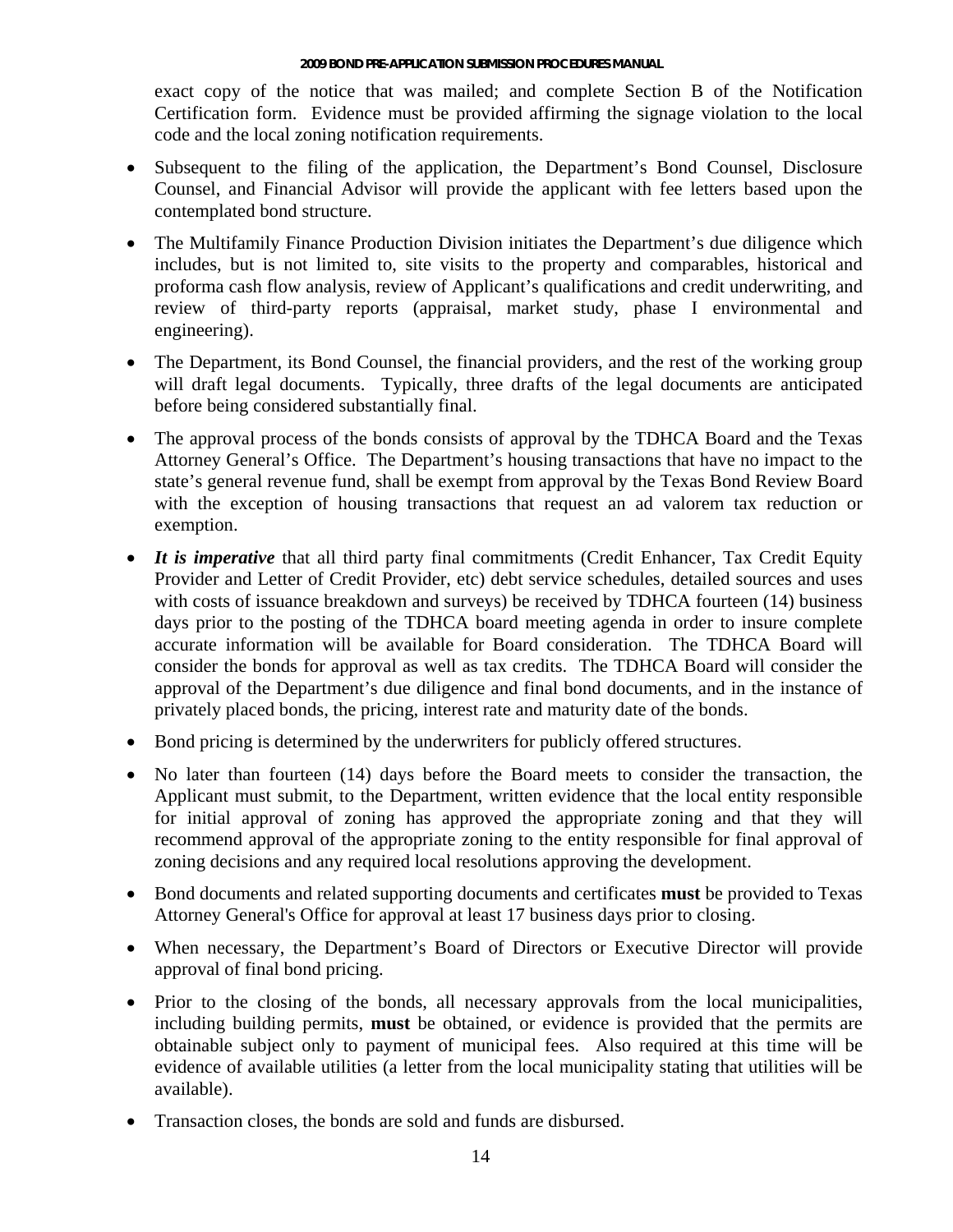exact copy of the notice that was mailed; and complete Section B of the Notification Certification form. Evidence must be provided affirming the signage violation to the local code and the local zoning notification requirements.

- Subsequent to the filing of the application, the Department's Bond Counsel, Disclosure Counsel, and Financial Advisor will provide the applicant with fee letters based upon the contemplated bond structure.
- The Multifamily Finance Production Division initiates the Department's due diligence which includes, but is not limited to, site visits to the property and comparables, historical and proforma cash flow analysis, review of Applicant's qualifications and credit underwriting, and review of third-party reports (appraisal, market study, phase I environmental and engineering).
- The Department, its Bond Counsel, the financial providers, and the rest of the working group will draft legal documents. Typically, three drafts of the legal documents are anticipated before being considered substantially final.
- The approval process of the bonds consists of approval by the TDHCA Board and the Texas Attorney General's Office. The Department's housing transactions that have no impact to the state's general revenue fund, shall be exempt from approval by the Texas Bond Review Board with the exception of housing transactions that request an ad valorem tax reduction or exemption.
- ***It is imperative*** that all third party final commitments (Credit Enhancer, Tax Credit Equity Provider and Letter of Credit Provider, etc) debt service schedules, detailed sources and uses with costs of issuance breakdown and surveys) be received by TDHCA fourteen (14) business days prior to the posting of the TDHCA board meeting agenda in order to insure complete accurate information will be available for Board consideration. The TDHCA Board will consider the bonds for approval as well as tax credits. The TDHCA Board will consider the approval of the Department's due diligence and final bond documents, and in the instance of privately placed bonds, the pricing, interest rate and maturity date of the bonds.
- Bond pricing is determined by the underwriters for publicly offered structures.
- No later than fourteen (14) days before the Board meets to consider the transaction, the Applicant must submit, to the Department, written evidence that the local entity responsible for initial approval of zoning has approved the appropriate zoning and that they will recommend approval of the appropriate zoning to the entity responsible for final approval of zoning decisions and any required local resolutions approving the development.
- Bond documents and related supporting documents and certificates **must** be provided to Texas Attorney General's Office for approval at least 17 business days prior to closing.
- When necessary, the Department's Board of Directors or Executive Director will provide approval of final bond pricing.
- Prior to the closing of the bonds, all necessary approvals from the local municipalities, including building permits, **must** be obtained, or evidence is provided that the permits are obtainable subject only to payment of municipal fees. Also required at this time will be evidence of available utilities (a letter from the local municipality stating that utilities will be available).
- Transaction closes, the bonds are sold and funds are disbursed.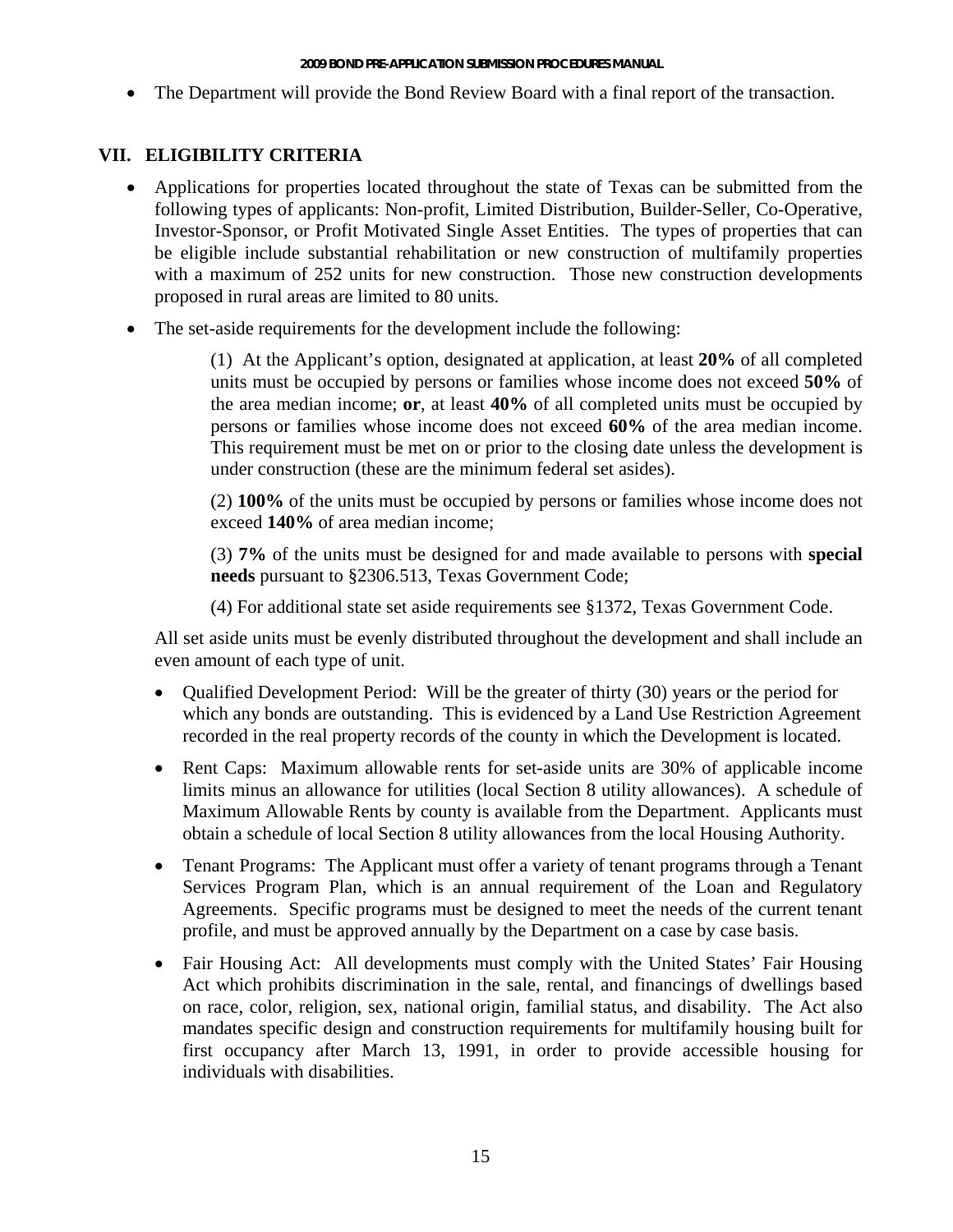- The Department will provide the Bond Review Board with a final report of the transaction.

## VII. ELIGIBILITY CRITERIA

- Applications for properties located throughout the state of Texas can be submitted from the following types of applicants: Non-profit, Limited Distribution, Builder-Seller, Co-Operative, Investor-Sponsor, or Profit Motivated Single Asset Entities. The types of properties that can be eligible include substantial rehabilitation or new construction of multifamily properties with a maximum of 252 units for new construction. Those new construction developments proposed in rural areas are limited to 80 units.

- The set-aside requirements for the development include the following:

  (1) At the Applicant's option, designated at application, at least **20%** of all completed units must be occupied by persons or families whose income does not exceed **50%** of the area median income; **or**, at least **40%** of all completed units must be occupied by persons or families whose income does not exceed **60%** of the area median income. This requirement must be met on or prior to the closing date unless the development is under construction (these are the minimum federal set asides).

  (2) **100%** of the units must be occupied by persons or families whose income does not exceed **140%** of area median income;

  (3) **7%** of the units must be designed for and made available to persons with **special needs** pursuant to §2306.513, Texas Government Code;

  (4) For additional state set aside requirements see §1372, Texas Government Code.

  All set aside units must be evenly distributed throughout the development and shall include an even amount of each type of unit.

  - Qualified Development Period: Will be the greater of thirty (30) years or the period for which any bonds are outstanding. This is evidenced by a Land Use Restriction Agreement recorded in the real property records of the county in which the Development is located.

  - Rent Caps: Maximum allowable rents for set-aside units are 30% of applicable income limits minus an allowance for utilities (local Section 8 utility allowances). A schedule of Maximum Allowable Rents by county is available from the Department. Applicants must obtain a schedule of local Section 8 utility allowances from the local Housing Authority.

  - Tenant Programs: The Applicant must offer a variety of tenant programs through a Tenant Services Program Plan, which is an annual requirement of the Loan and Regulatory Agreements. Specific programs must be designed to meet the needs of the current tenant profile, and must be approved annually by the Department on a case by case basis.

  - Fair Housing Act: All developments must comply with the United States' Fair Housing Act which prohibits discrimination in the sale, rental, and financings of dwellings based on race, color, religion, sex, national origin, familial status, and disability. The Act also mandates specific design and construction requirements for multifamily housing built for first occupancy after March 13, 1991, in order to provide accessible housing for individuals with disabilities.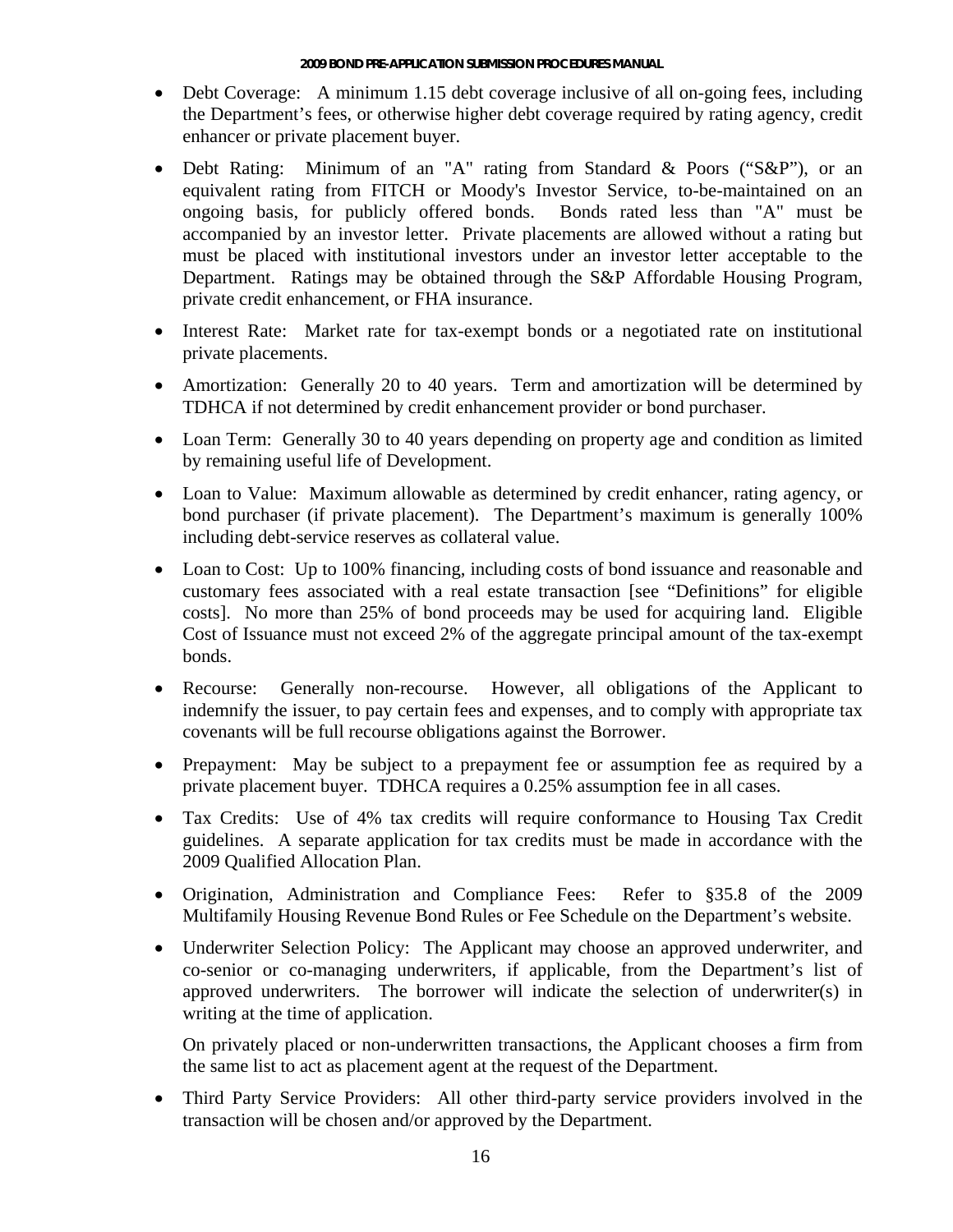- Debt Coverage: A minimum 1.15 debt coverage inclusive of all on-going fees, including the Department's fees, or otherwise higher debt coverage required by rating agency, credit enhancer or private placement buyer.

- Debt Rating: Minimum of an "A" rating from Standard & Poors ("S&P"), or an equivalent rating from FITCH or Moody's Investor Service, to-be-maintained on an ongoing basis, for publicly offered bonds. Bonds rated less than "A" must be accompanied by an investor letter. Private placements are allowed without a rating but must be placed with institutional investors under an investor letter acceptable to the Department. Ratings may be obtained through the S&P Affordable Housing Program, private credit enhancement, or FHA insurance.

- Interest Rate: Market rate for tax-exempt bonds or a negotiated rate on institutional private placements.

- Amortization: Generally 20 to 40 years. Term and amortization will be determined by TDHCA if not determined by credit enhancement provider or bond purchaser.

- Loan Term: Generally 30 to 40 years depending on property age and condition as limited by remaining useful life of Development.

- Loan to Value: Maximum allowable as determined by credit enhancer, rating agency, or bond purchaser (if private placement). The Department's maximum is generally 100% including debt-service reserves as collateral value.

- Loan to Cost: Up to 100% financing, including costs of bond issuance and reasonable and customary fees associated with a real estate transaction [see "Definitions" for eligible costs]. No more than 25% of bond proceeds may be used for acquiring land. Eligible Cost of Issuance must not exceed 2% of the aggregate principal amount of the tax-exempt bonds.

- Recourse: Generally non-recourse. However, all obligations of the Applicant to indemnify the issuer, to pay certain fees and expenses, and to comply with appropriate tax covenants will be full recourse obligations against the Borrower.

- Prepayment: May be subject to a prepayment fee or assumption fee as required by a private placement buyer. TDHCA requires a 0.25% assumption fee in all cases.

- Tax Credits: Use of 4% tax credits will require conformance to Housing Tax Credit guidelines. A separate application for tax credits must be made in accordance with the 2009 Qualified Allocation Plan.

- Origination, Administration and Compliance Fees: Refer to §35.8 of the 2009 Multifamily Housing Revenue Bond Rules or Fee Schedule on the Department's website.

- Underwriter Selection Policy: The Applicant may choose an approved underwriter, and co-senior or co-managing underwriters, if applicable, from the Department's list of approved underwriters. The borrower will indicate the selection of underwriter(s) in writing at the time of application.

  On privately placed or non-underwritten transactions, the Applicant chooses a firm from the same list to act as placement agent at the request of the Department.

- Third Party Service Providers: All other third-party service providers involved in the transaction will be chosen and/or approved by the Department.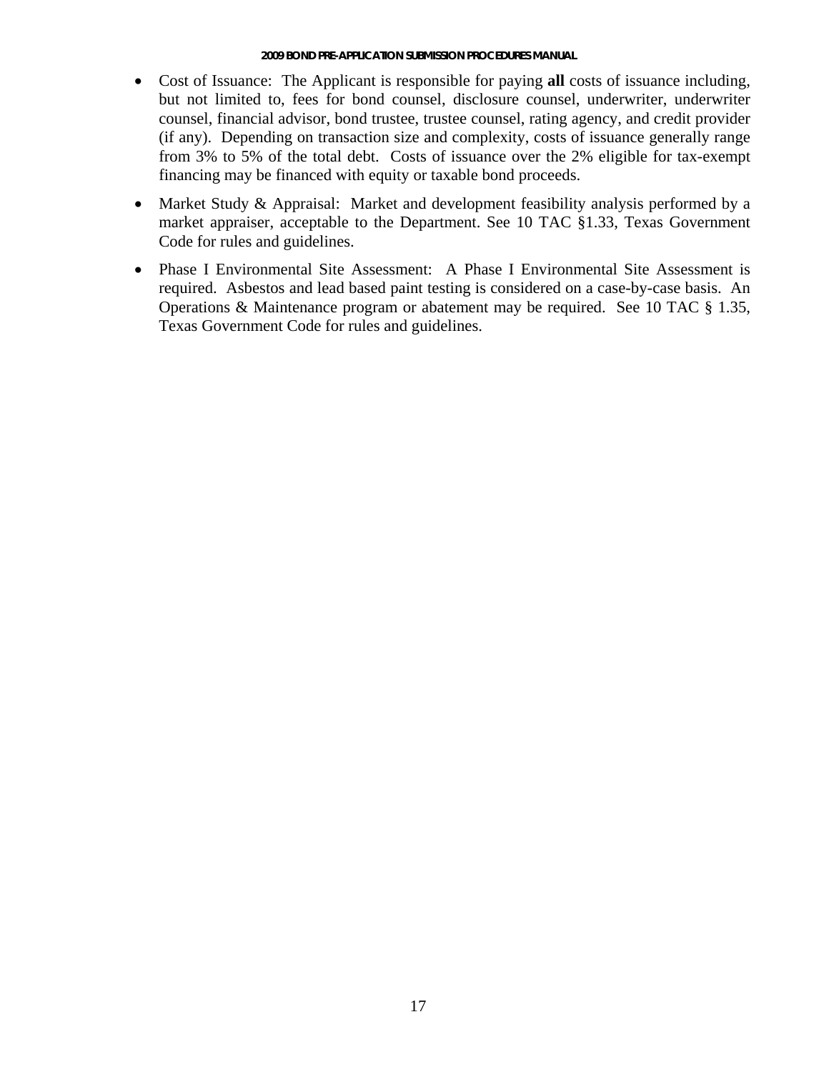- Cost of Issuance: The Applicant is responsible for paying **all** costs of issuance including, but not limited to, fees for bond counsel, disclosure counsel, underwriter, underwriter counsel, financial advisor, bond trustee, trustee counsel, rating agency, and credit provider (if any). Depending on transaction size and complexity, costs of issuance generally range from 3% to 5% of the total debt. Costs of issuance over the 2% eligible for tax-exempt financing may be financed with equity or taxable bond proceeds.

- Market Study & Appraisal: Market and development feasibility analysis performed by a market appraiser, acceptable to the Department. See 10 TAC §1.33, Texas Government Code for rules and guidelines.

- Phase I Environmental Site Assessment: A Phase I Environmental Site Assessment is required. Asbestos and lead based paint testing is considered on a case-by-case basis. An Operations & Maintenance program or abatement may be required. See 10 TAC § 1.35, Texas Government Code for rules and guidelines.